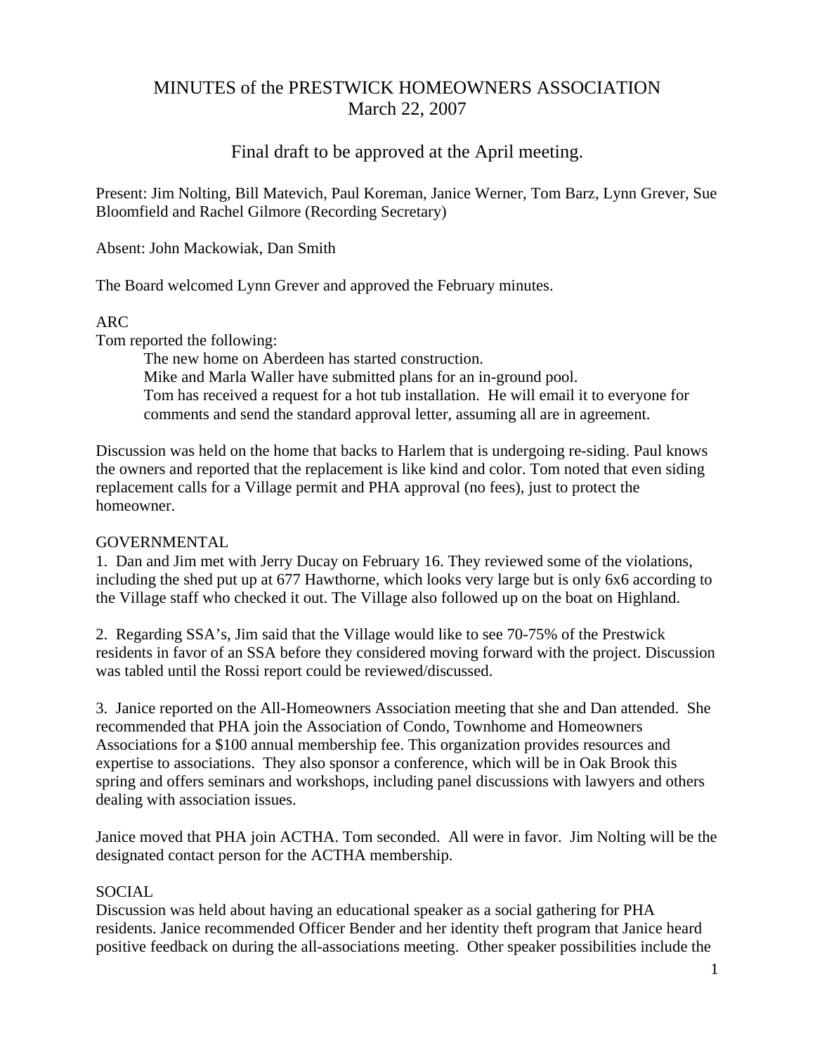# MINUTES of the PRESTWICK HOMEOWNERS ASSOCIATION
## March 22, 2007

### Final draft to be approved at the April meeting.

Present: Jim Nolting, Bill Matevich, Paul Koreman, Janice Werner, Tom Barz, Lynn Grever, Sue Bloomfield and Rachel Gilmore (Recording Secretary)

Absent: John Mackowiak, Dan Smith

The Board welcomed Lynn Grever and approved the February minutes.

ARC

Tom reported the following:

> The new home on Aberdeen has started construction.
> Mike and Marla Waller have submitted plans for an in-ground pool.
> Tom has received a request for a hot tub installation. He will email it to everyone for comments and send the standard approval letter, assuming all are in agreement.

Discussion was held on the home that backs to Harlem that is undergoing re-siding. Paul knows the owners and reported that the replacement is like kind and color. Tom noted that even siding replacement calls for a Village permit and PHA approval (no fees), just to protect the homeowner.

GOVERNMENTAL

1. Dan and Jim met with Jerry Ducay on February 16. They reviewed some of the violations, including the shed put up at 677 Hawthorne, which looks very large but is only 6x6 according to the Village staff who checked it out. The Village also followed up on the boat on Highland.

2. Regarding SSA's, Jim said that the Village would like to see 70-75% of the Prestwick residents in favor of an SSA before they considered moving forward with the project. Discussion was tabled until the Rossi report could be reviewed/discussed.

3. Janice reported on the All-Homeowners Association meeting that she and Dan attended. She recommended that PHA join the Association of Condo, Townhome and Homeowners Associations for a $100 annual membership fee. This organization provides resources and expertise to associations. They also sponsor a conference, which will be in Oak Brook this spring and offers seminars and workshops, including panel discussions with lawyers and others dealing with association issues.

Janice moved that PHA join ACTHA. Tom seconded. All were in favor. Jim Nolting will be the designated contact person for the ACTHA membership.

SOCIAL

Discussion was held about having an educational speaker as a social gathering for PHA residents. Janice recommended Officer Bender and her identity theft program that Janice heard positive feedback on during the all-associations meeting. Other speaker possibilities include the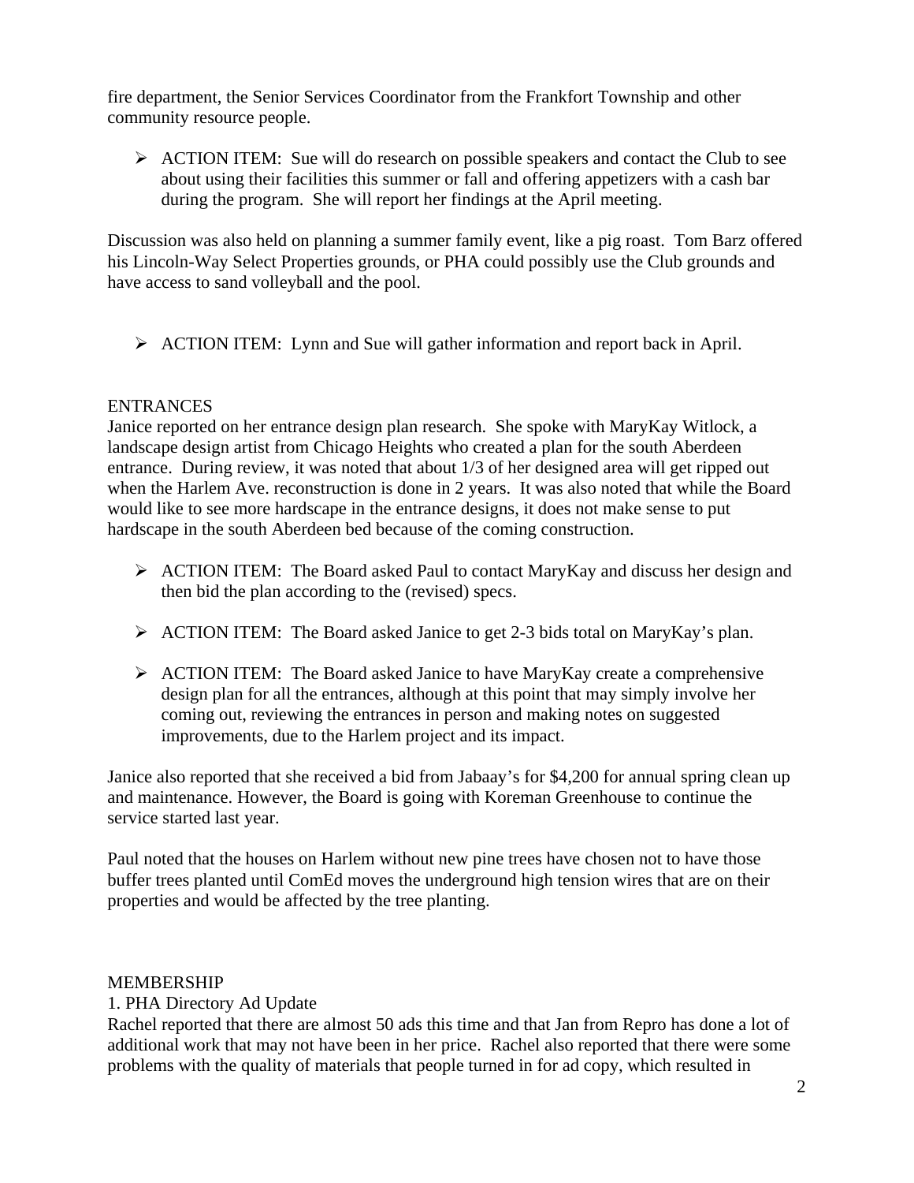fire department, the Senior Services Coordinator from the Frankfort Township and other community resource people.

- ACTION ITEM: Sue will do research on possible speakers and contact the Club to see about using their facilities this summer or fall and offering appetizers with a cash bar during the program. She will report her findings at the April meeting.

Discussion was also held on planning a summer family event, like a pig roast. Tom Barz offered his Lincoln-Way Select Properties grounds, or PHA could possibly use the Club grounds and have access to sand volleyball and the pool.

- ACTION ITEM: Lynn and Sue will gather information and report back in April.

ENTRANCES

Janice reported on her entrance design plan research. She spoke with MaryKay Witlock, a landscape design artist from Chicago Heights who created a plan for the south Aberdeen entrance. During review, it was noted that about 1/3 of her designed area will get ripped out when the Harlem Ave. reconstruction is done in 2 years. It was also noted that while the Board would like to see more hardscape in the entrance designs, it does not make sense to put hardscape in the south Aberdeen bed because of the coming construction.

- ACTION ITEM: The Board asked Paul to contact MaryKay and discuss her design and then bid the plan according to the (revised) specs.

- ACTION ITEM: The Board asked Janice to get 2-3 bids total on MaryKay's plan.

- ACTION ITEM: The Board asked Janice to have MaryKay create a comprehensive design plan for all the entrances, although at this point that may simply involve her coming out, reviewing the entrances in person and making notes on suggested improvements, due to the Harlem project and its impact.

Janice also reported that she received a bid from Jabaay's for $4,200 for annual spring clean up and maintenance. However, the Board is going with Koreman Greenhouse to continue the service started last year.

Paul noted that the houses on Harlem without new pine trees have chosen not to have those buffer trees planted until ComEd moves the underground high tension wires that are on their properties and would be affected by the tree planting.

MEMBERSHIP

1. PHA Directory Ad Update

Rachel reported that there are almost 50 ads this time and that Jan from Repro has done a lot of additional work that may not have been in her price. Rachel also reported that there were some problems with the quality of materials that people turned in for ad copy, which resulted in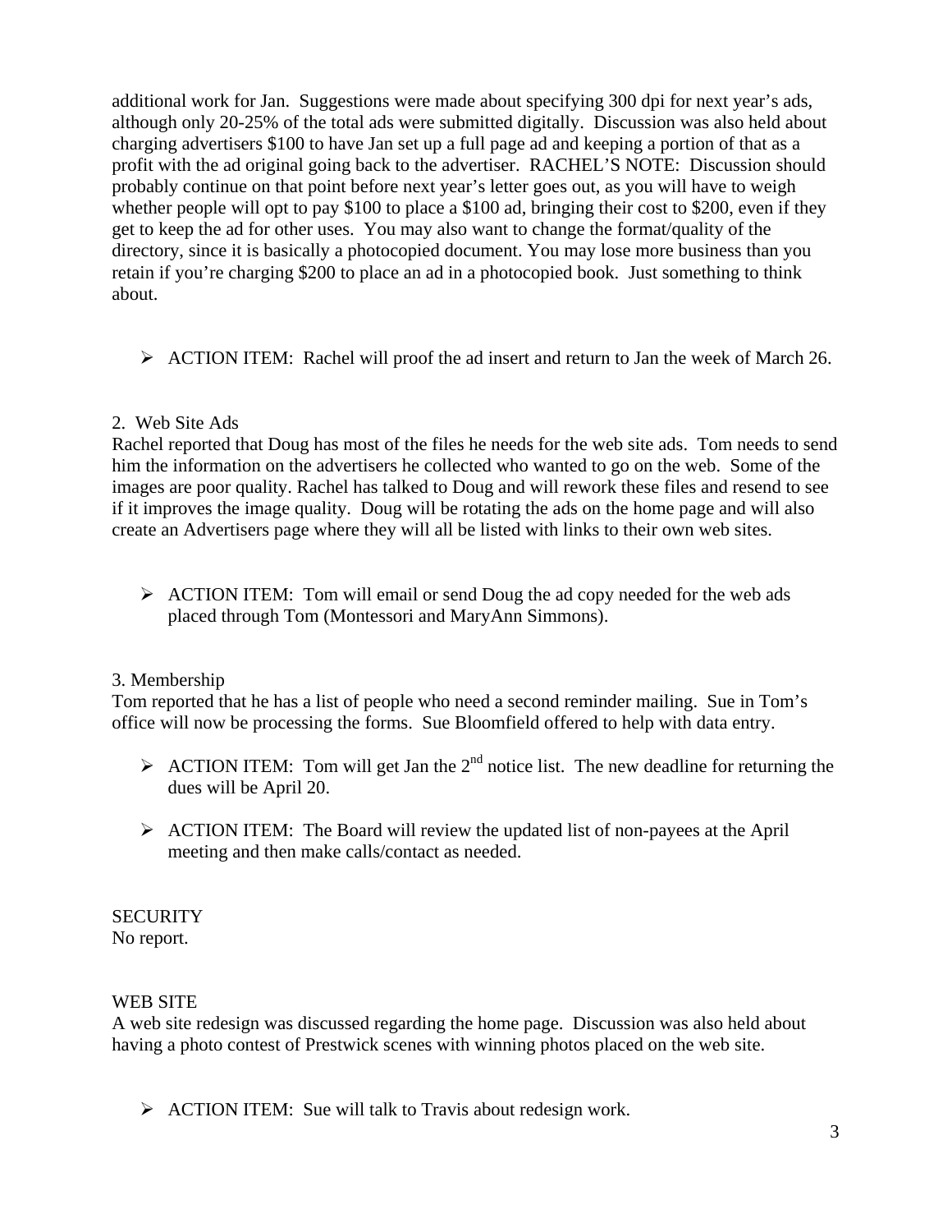additional work for Jan. Suggestions were made about specifying 300 dpi for next year's ads, although only 20-25% of the total ads were submitted digitally. Discussion was also held about charging advertisers $100 to have Jan set up a full page ad and keeping a portion of that as a profit with the ad original going back to the advertiser. RACHEL'S NOTE: Discussion should probably continue on that point before next year's letter goes out, as you will have to weigh whether people will opt to pay $100 to place a $100 ad, bringing their cost to $200, even if they get to keep the ad for other uses. You may also want to change the format/quality of the directory, since it is basically a photocopied document. You may lose more business than you retain if you're charging $200 to place an ad in a photocopied book. Just something to think about.

- ACTION ITEM: Rachel will proof the ad insert and return to Jan the week of March 26.

2. Web Site Ads

Rachel reported that Doug has most of the files he needs for the web site ads. Tom needs to send him the information on the advertisers he collected who wanted to go on the web. Some of the images are poor quality. Rachel has talked to Doug and will rework these files and resend to see if it improves the image quality. Doug will be rotating the ads on the home page and will also create an Advertisers page where they will all be listed with links to their own web sites.

- ACTION ITEM: Tom will email or send Doug the ad copy needed for the web ads placed through Tom (Montessori and MaryAnn Simmons).

3. Membership

Tom reported that he has a list of people who need a second reminder mailing. Sue in Tom's office will now be processing the forms. Sue Bloomfield offered to help with data entry.

- ACTION ITEM: Tom will get Jan the 2nd notice list. The new deadline for returning the dues will be April 20.
- ACTION ITEM: The Board will review the updated list of non-payees at the April meeting and then make calls/contact as needed.

SECURITY

No report.

WEB SITE

A web site redesign was discussed regarding the home page. Discussion was also held about having a photo contest of Prestwick scenes with winning photos placed on the web site.

- ACTION ITEM: Sue will talk to Travis about redesign work.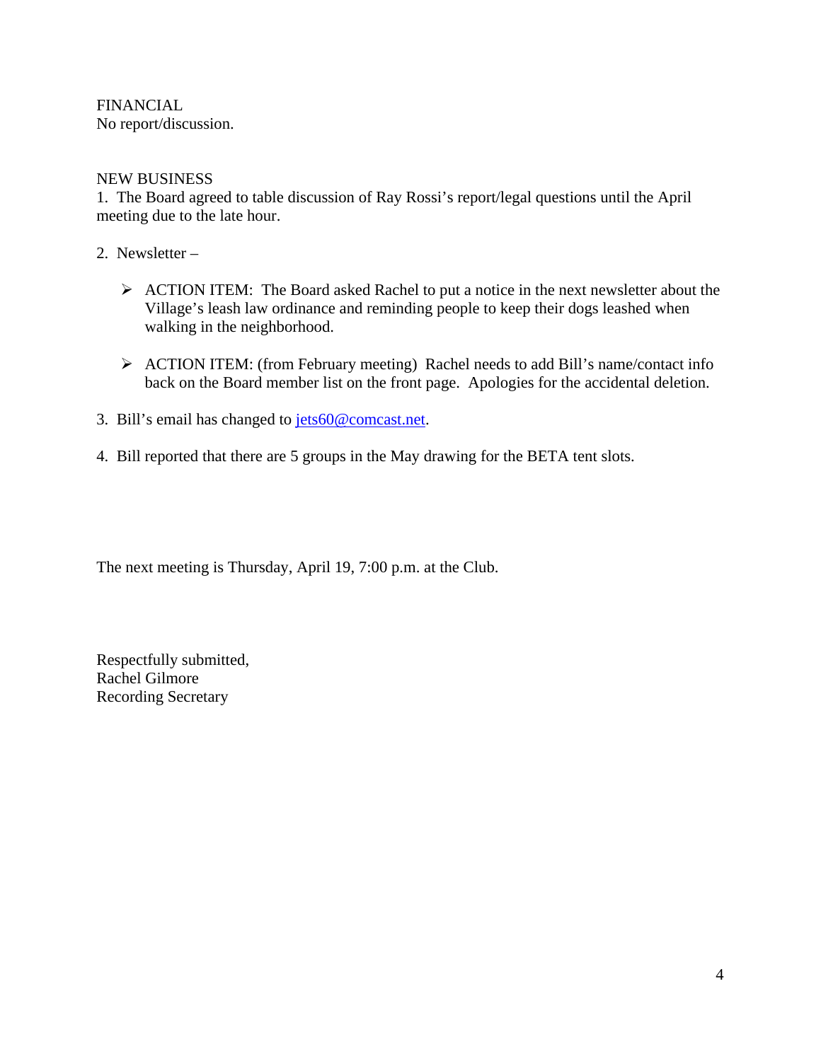FINANCIAL
No report/discussion.

NEW BUSINESS

1. The Board agreed to table discussion of Ray Rossi's report/legal questions until the April meeting due to the late hour.

2. Newsletter –

   - ACTION ITEM: The Board asked Rachel to put a notice in the next newsletter about the Village's leash law ordinance and reminding people to keep their dogs leashed when walking in the neighborhood.

   - ACTION ITEM: (from February meeting) Rachel needs to add Bill's name/contact info back on the Board member list on the front page. Apologies for the accidental deletion.

3. Bill's email has changed to jets60@comcast.net.

4. Bill reported that there are 5 groups in the May drawing for the BETA tent slots.

The next meeting is Thursday, April 19, 7:00 p.m. at the Club.

Respectfully submitted,
Rachel Gilmore
Recording Secretary